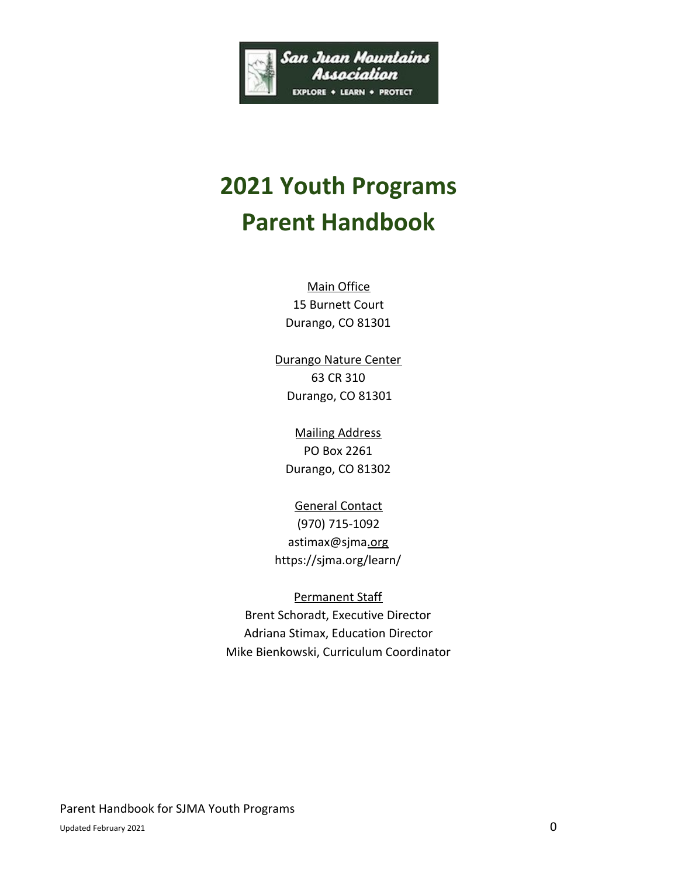# 2021 Youth Programs Parent Handbook

Main Office
15 Burnett Court
Durango, CO 81301

Durango Nature Center
63 CR 310
Durango, CO 81301

Mailing Address
PO Box 2261
Durango, CO 81302

General Contact
(970) 715-1092
astimax@sjma.org
https://sjma.org/learn/

Permanent Staff
Brent Schoradt, Executive Director
Adriana Stimax, Education Director
Mike Bienkowski, Curriculum Coordinator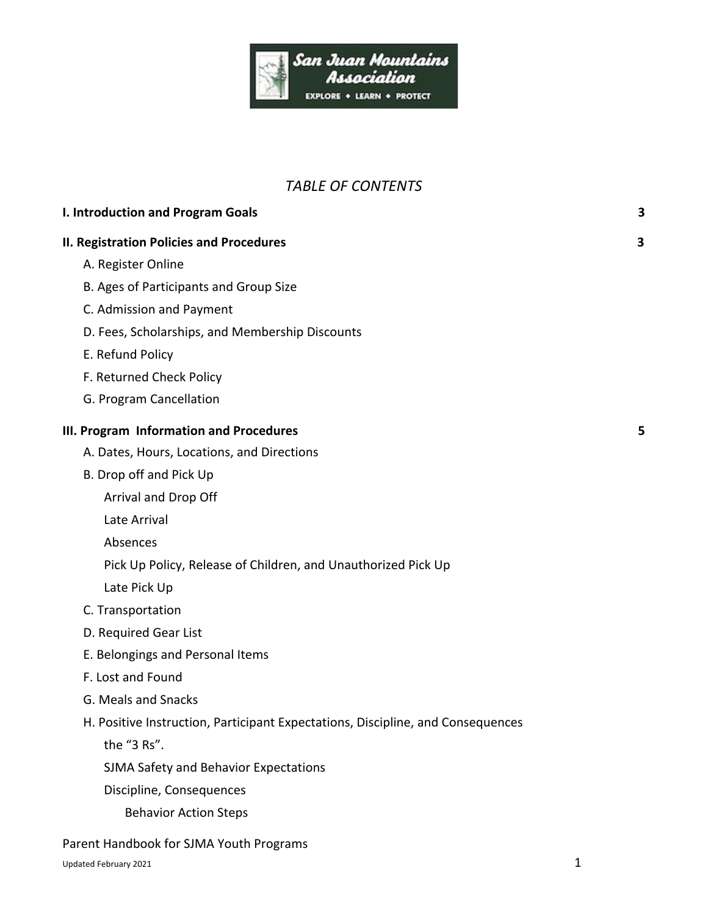*TABLE OF CONTENTS*

| | |
|---|---|
| **I. Introduction and Program Goals** | **3** |
| **II. Registration Policies and Procedures** | **3** |
| A. Register Online | |
| B. Ages of Participants and Group Size | |
| C. Admission and Payment | |
| D. Fees, Scholarships, and Membership Discounts | |
| E. Refund Policy | |
| F. Returned Check Policy | |
| G. Program Cancellation | |
| **III. Program Information and Procedures** | **5** |
| A. Dates, Hours, Locations, and Directions | |
| B. Drop off and Pick Up | |
| Arrival and Drop Off | |
| Late Arrival | |
| Absences | |
| Pick Up Policy, Release of Children, and Unauthorized Pick Up | |
| Late Pick Up | |
| C. Transportation | |
| D. Required Gear List | |
| E. Belongings and Personal Items | |
| F. Lost and Found | |
| G. Meals and Snacks | |
| H. Positive Instruction, Participant Expectations, Discipline, and Consequences | |
| the “3 Rs”. | |
| SJMA Safety and Behavior Expectations | |
| Discipline, Consequences | |
| Behavior Action Steps | |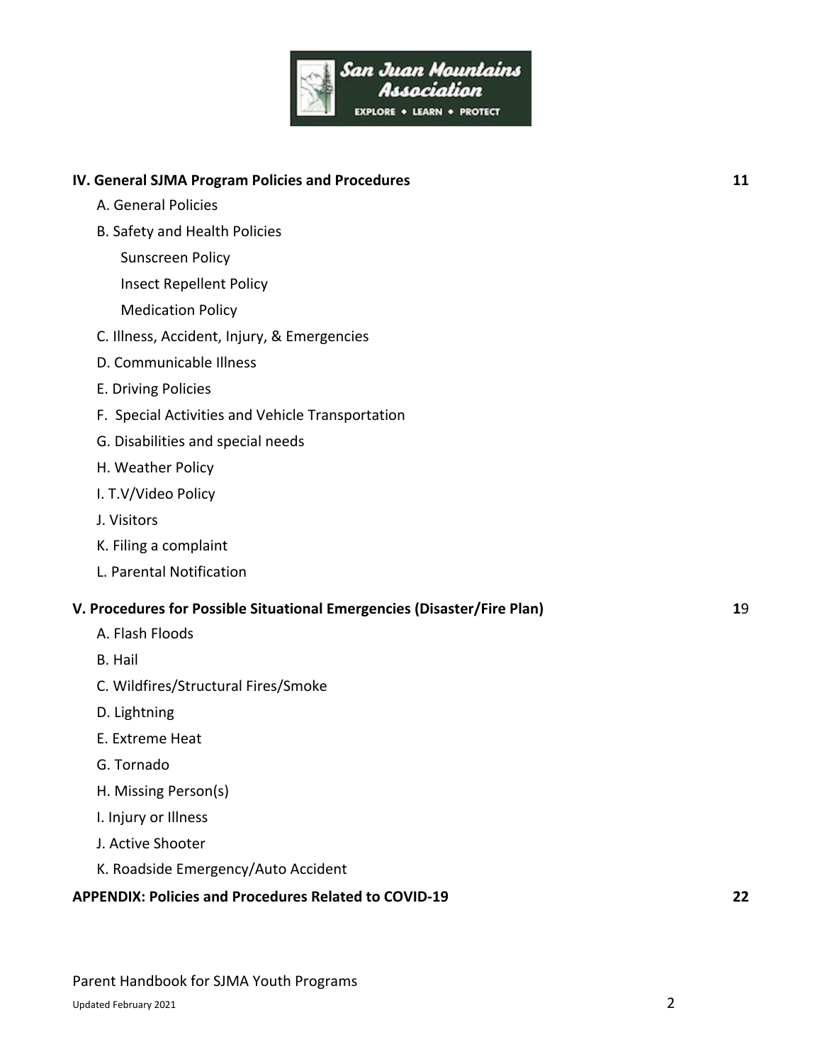**IV. General SJMA Program Policies and Procedures** **11**

- A. General Policies
- B. Safety and Health Policies
  - Sunscreen Policy
  - Insect Repellent Policy
  - Medication Policy
- C. Illness, Accident, Injury, & Emergencies
- D. Communicable Illness
- E. Driving Policies
- F. Special Activities and Vehicle Transportation
- G. Disabilities and special needs
- H. Weather Policy
- I. T.V/Video Policy
- J. Visitors
- K. Filing a complaint
- L. Parental Notification

**V. Procedures for Possible Situational Emergencies (Disaster/Fire Plan)** **1**9

- A. Flash Floods
- B. Hail
- C. Wildfires/Structural Fires/Smoke
- D. Lightning
- E. Extreme Heat
- G. Tornado
- H. Missing Person(s)
- I. Injury or Illness
- J. Active Shooter
- K. Roadside Emergency/Auto Accident

**APPENDIX: Policies and Procedures Related to COVID-19** **22**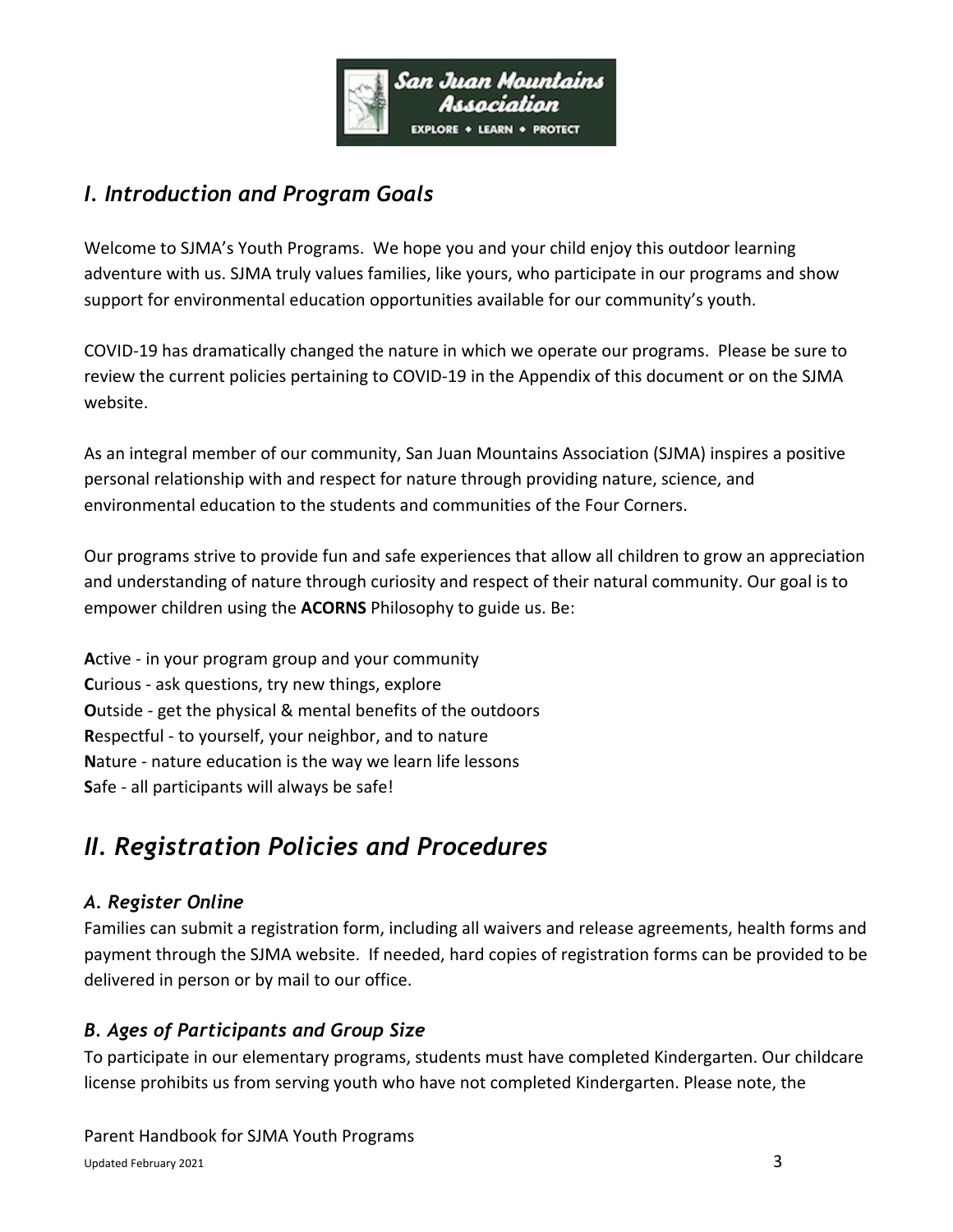## *I. Introduction and Program Goals*

Welcome to SJMA's Youth Programs. We hope you and your child enjoy this outdoor learning adventure with us. SJMA truly values families, like yours, who participate in our programs and show support for environmental education opportunities available for our community's youth.

COVID-19 has dramatically changed the nature in which we operate our programs. Please be sure to review the current policies pertaining to COVID-19 in the Appendix of this document or on the SJMA website.

As an integral member of our community, San Juan Mountains Association (SJMA) inspires a positive personal relationship with and respect for nature through providing nature, science, and environmental education to the students and communities of the Four Corners.

Our programs strive to provide fun and safe experiences that allow all children to grow an appreciation and understanding of nature through curiosity and respect of their natural community. Our goal is to empower children using the **ACORNS** Philosophy to guide us. Be:

**A**ctive - in your program group and your community
**C**urious - ask questions, try new things, explore
**O**utside - get the physical & mental benefits of the outdoors
**R**espectful - to yourself, your neighbor, and to nature
**N**ature - nature education is the way we learn life lessons
**S**afe - all participants will always be safe!

# *II. Registration Policies and Procedures*

### *A. Register Online*

Families can submit a registration form, including all waivers and release agreements, health forms and payment through the SJMA website. If needed, hard copies of registration forms can be provided to be delivered in person or by mail to our office.

### *B. Ages of Participants and Group Size*

To participate in our elementary programs, students must have completed Kindergarten. Our childcare license prohibits us from serving youth who have not completed Kindergarten. Please note, the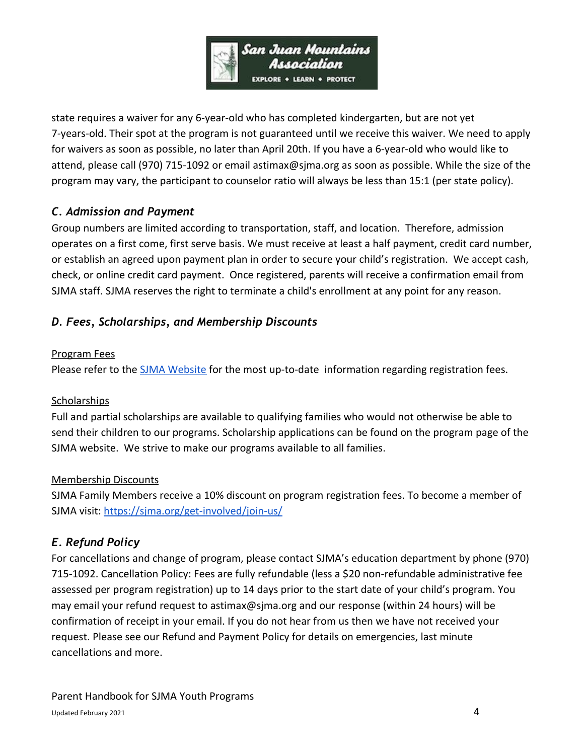state requires a waiver for any 6-year-old who has completed kindergarten, but are not yet 7-years-old. Their spot at the program is not guaranteed until we receive this waiver. We need to apply for waivers as soon as possible, no later than April 20th. If you have a 6-year-old who would like to attend, please call (970) 715-1092 or email astimax@sjma.org as soon as possible. While the size of the program may vary, the participant to counselor ratio will always be less than 15:1 (per state policy).

### *C. Admission and Payment*

Group numbers are limited according to transportation, staff, and location. Therefore, admission operates on a first come, first serve basis. We must receive at least a half payment, credit card number, or establish an agreed upon payment plan in order to secure your child's registration. We accept cash, check, or online credit card payment. Once registered, parents will receive a confirmation email from SJMA staff. SJMA reserves the right to terminate a child's enrollment at any point for any reason.

### *D. Fees, Scholarships, and Membership Discounts*

Program Fees

Please refer to the [SJMA Website] for the most up-to-date information regarding registration fees.

Scholarships

Full and partial scholarships are available to qualifying families who would not otherwise be able to send their children to our programs. Scholarship applications can be found on the program page of the SJMA website. We strive to make our programs available to all families.

Membership Discounts

SJMA Family Members receive a 10% discount on program registration fees. To become a member of SJMA visit: https://sjma.org/get-involved/join-us/

### *E. Refund Policy*

For cancellations and change of program, please contact SJMA's education department by phone (970) 715-1092. Cancellation Policy: Fees are fully refundable (less a $20 non-refundable administrative fee assessed per program registration) up to 14 days prior to the start date of your child's program. You may email your refund request to astimax@sjma.org and our response (within 24 hours) will be confirmation of receipt in your email. If you do not hear from us then we have not received your request. Please see our Refund and Payment Policy for details on emergencies, last minute cancellations and more.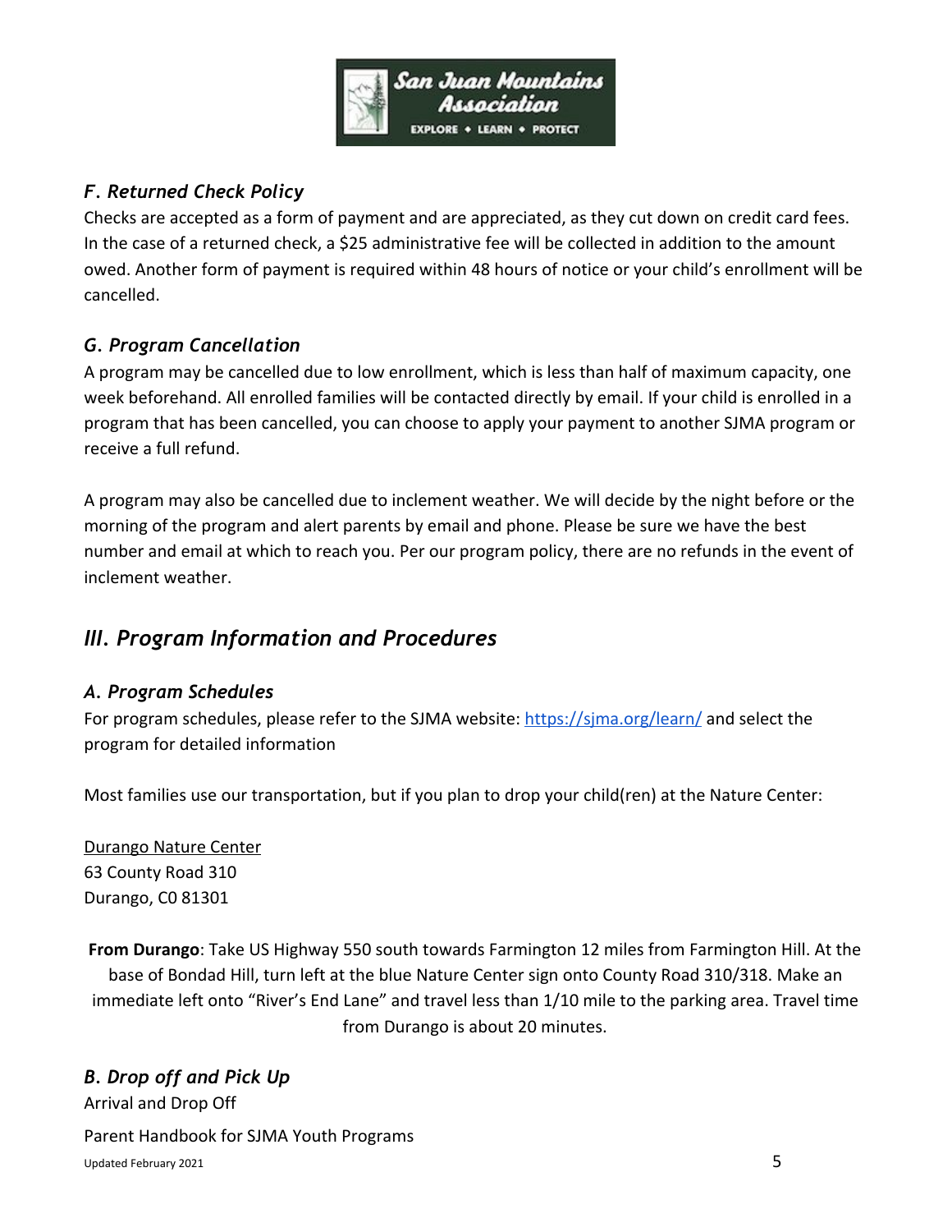### *F. Returned Check Policy*

Checks are accepted as a form of payment and are appreciated, as they cut down on credit card fees. In the case of a returned check, a $25 administrative fee will be collected in addition to the amount owed. Another form of payment is required within 48 hours of notice or your child's enrollment will be cancelled.

### *G. Program Cancellation*

A program may be cancelled due to low enrollment, which is less than half of maximum capacity, one week beforehand. All enrolled families will be contacted directly by email. If your child is enrolled in a program that has been cancelled, you can choose to apply your payment to another SJMA program or receive a full refund.

A program may also be cancelled due to inclement weather. We will decide by the night before or the morning of the program and alert parents by email and phone. Please be sure we have the best number and email at which to reach you. Per our program policy, there are no refunds in the event of inclement weather.

## *III. Program Information and Procedures*

### *A. Program Schedules*

For program schedules, please refer to the SJMA website: [https://sjma.org/learn/](https://sjma.org/learn/) and select the program for detailed information

Most families use our transportation, but if you plan to drop your child(ren) at the Nature Center:

<u>Durango Nature Center</u>
63 County Road 310
Durango, C0 81301

**From Durango**: Take US Highway 550 south towards Farmington 12 miles from Farmington Hill. At the base of Bondad Hill, turn left at the blue Nature Center sign onto County Road 310/318. Make an immediate left onto "River's End Lane" and travel less than 1/10 mile to the parking area. Travel time from Durango is about 20 minutes.

### *B. Drop off and Pick Up*

Arrival and Drop Off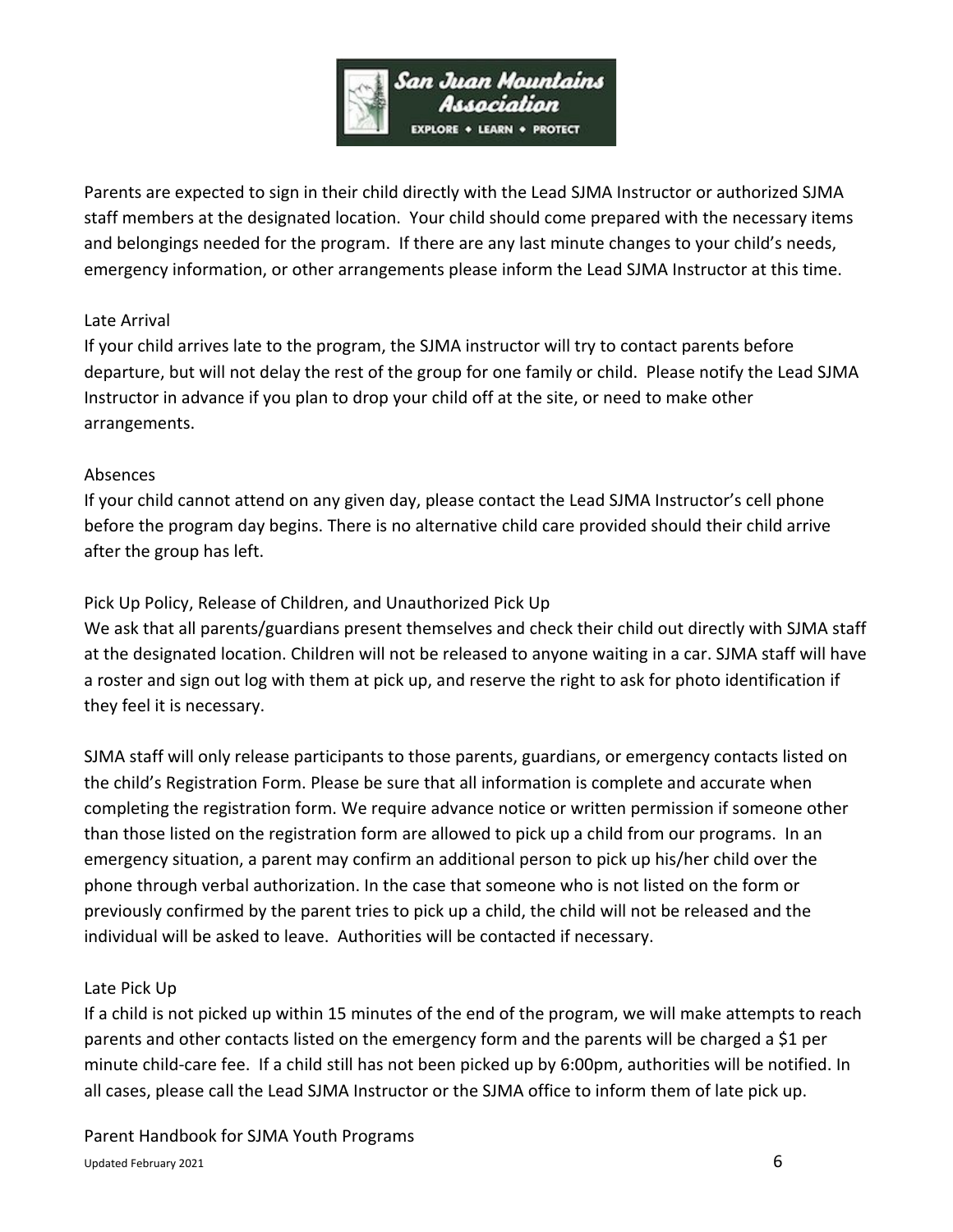Parents are expected to sign in their child directly with the Lead SJMA Instructor or authorized SJMA staff members at the designated location. Your child should come prepared with the necessary items and belongings needed for the program. If there are any last minute changes to your child's needs, emergency information, or other arrangements please inform the Lead SJMA Instructor at this time.

### Late Arrival

If your child arrives late to the program, the SJMA instructor will try to contact parents before departure, but will not delay the rest of the group for one family or child. Please notify the Lead SJMA Instructor in advance if you plan to drop your child off at the site, or need to make other arrangements.

### Absences

If your child cannot attend on any given day, please contact the Lead SJMA Instructor's cell phone before the program day begins. There is no alternative child care provided should their child arrive after the group has left.

### Pick Up Policy, Release of Children, and Unauthorized Pick Up

We ask that all parents/guardians present themselves and check their child out directly with SJMA staff at the designated location. Children will not be released to anyone waiting in a car. SJMA staff will have a roster and sign out log with them at pick up, and reserve the right to ask for photo identification if they feel it is necessary.

SJMA staff will only release participants to those parents, guardians, or emergency contacts listed on the child's Registration Form. Please be sure that all information is complete and accurate when completing the registration form. We require advance notice or written permission if someone other than those listed on the registration form are allowed to pick up a child from our programs. In an emergency situation, a parent may confirm an additional person to pick up his/her child over the phone through verbal authorization. In the case that someone who is not listed on the form or previously confirmed by the parent tries to pick up a child, the child will not be released and the individual will be asked to leave. Authorities will be contacted if necessary.

### Late Pick Up

If a child is not picked up within 15 minutes of the end of the program, we will make attempts to reach parents and other contacts listed on the emergency form and the parents will be charged a $1 per minute child-care fee. If a child still has not been picked up by 6:00pm, authorities will be notified. In all cases, please call the Lead SJMA Instructor or the SJMA office to inform them of late pick up.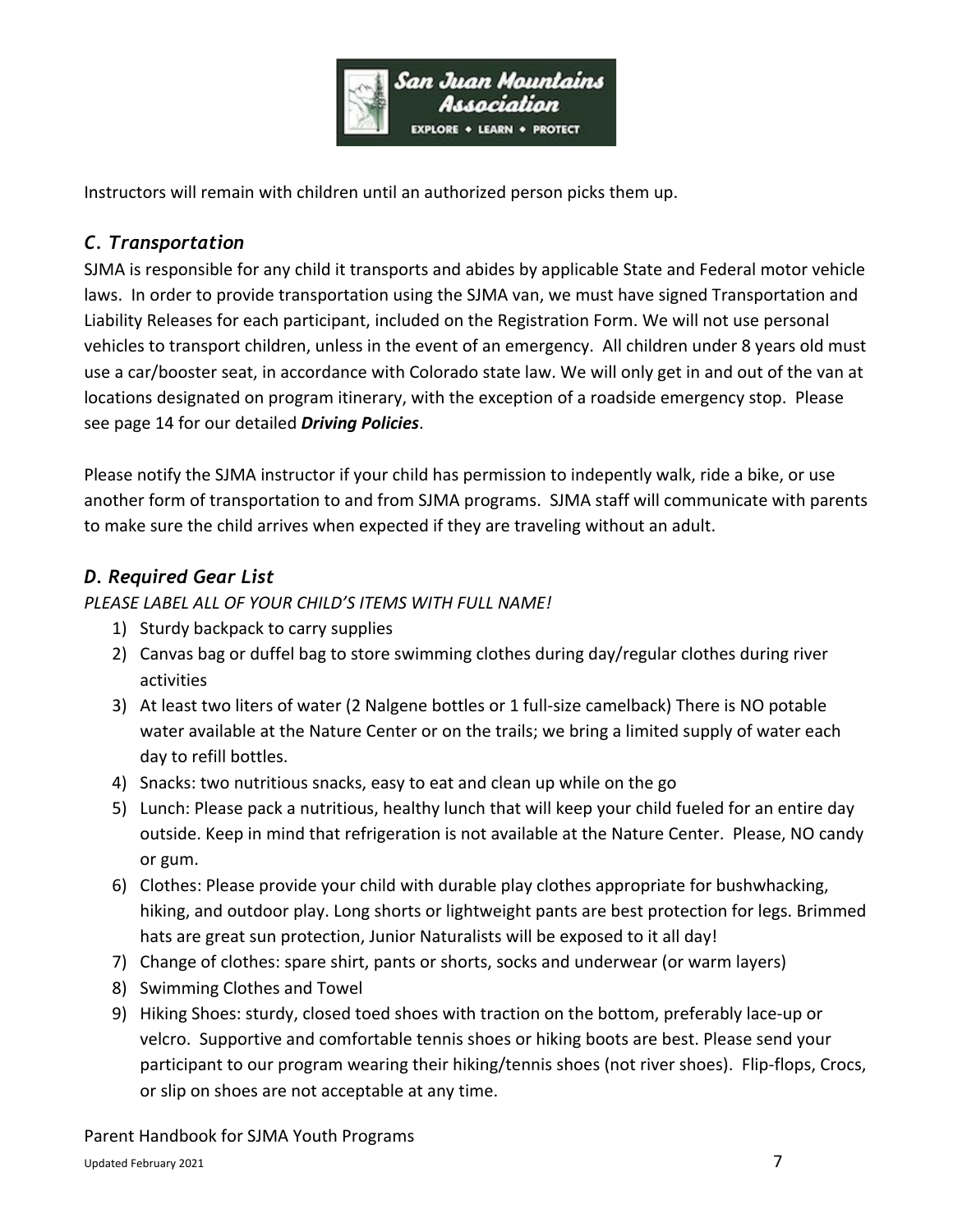Instructors will remain with children until an authorized person picks them up.

### *C. Transportation*

SJMA is responsible for any child it transports and abides by applicable State and Federal motor vehicle laws. In order to provide transportation using the SJMA van, we must have signed Transportation and Liability Releases for each participant, included on the Registration Form. We will not use personal vehicles to transport children, unless in the event of an emergency. All children under 8 years old must use a car/booster seat, in accordance with Colorado state law. We will only get in and out of the van at locations designated on program itinerary, with the exception of a roadside emergency stop. Please see page 14 for our detailed ***Driving Policies***.

Please notify the SJMA instructor if your child has permission to indepently walk, ride a bike, or use another form of transportation to and from SJMA programs. SJMA staff will communicate with parents to make sure the child arrives when expected if they are traveling without an adult.

### *D. Required Gear List*

*PLEASE LABEL ALL OF YOUR CHILD'S ITEMS WITH FULL NAME!*

1) Sturdy backpack to carry supplies
2) Canvas bag or duffel bag to store swimming clothes during day/regular clothes during river activities
3) At least two liters of water (2 Nalgene bottles or 1 full-size camelback) There is NO potable water available at the Nature Center or on the trails; we bring a limited supply of water each day to refill bottles.
4) Snacks: two nutritious snacks, easy to eat and clean up while on the go
5) Lunch: Please pack a nutritious, healthy lunch that will keep your child fueled for an entire day outside. Keep in mind that refrigeration is not available at the Nature Center. Please, NO candy or gum.
6) Clothes: Please provide your child with durable play clothes appropriate for bushwhacking, hiking, and outdoor play. Long shorts or lightweight pants are best protection for legs. Brimmed hats are great sun protection, Junior Naturalists will be exposed to it all day!
7) Change of clothes: spare shirt, pants or shorts, socks and underwear (or warm layers)
8) Swimming Clothes and Towel
9) Hiking Shoes: sturdy, closed toed shoes with traction on the bottom, preferably lace-up or velcro. Supportive and comfortable tennis shoes or hiking boots are best. Please send your participant to our program wearing their hiking/tennis shoes (not river shoes). Flip-flops, Crocs, or slip on shoes are not acceptable at any time.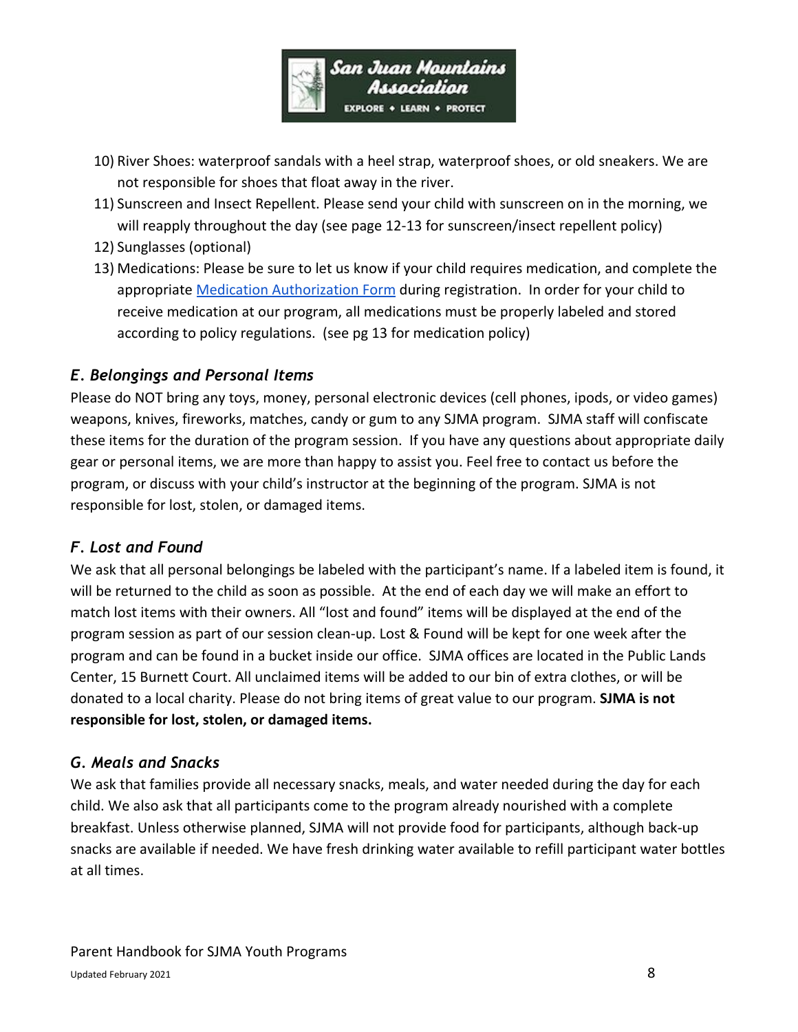10) River Shoes: waterproof sandals with a heel strap, waterproof shoes, or old sneakers. We are not responsible for shoes that float away in the river.
11) Sunscreen and Insect Repellent. Please send your child with sunscreen on in the morning, we will reapply throughout the day (see page 12-13 for sunscreen/insect repellent policy)
12) Sunglasses (optional)
13) Medications: Please be sure to let us know if your child requires medication, and complete the appropriate Medication Authorization Form during registration. In order for your child to receive medication at our program, all medications must be properly labeled and stored according to policy regulations. (see pg 13 for medication policy)

### *E. Belongings and Personal Items*

Please do NOT bring any toys, money, personal electronic devices (cell phones, ipods, or video games) weapons, knives, fireworks, matches, candy or gum to any SJMA program. SJMA staff will confiscate these items for the duration of the program session. If you have any questions about appropriate daily gear or personal items, we are more than happy to assist you. Feel free to contact us before the program, or discuss with your child's instructor at the beginning of the program. SJMA is not responsible for lost, stolen, or damaged items.

### *F. Lost and Found*

We ask that all personal belongings be labeled with the participant's name. If a labeled item is found, it will be returned to the child as soon as possible. At the end of each day we will make an effort to match lost items with their owners. All "lost and found" items will be displayed at the end of the program session as part of our session clean-up. Lost & Found will be kept for one week after the program and can be found in a bucket inside our office. SJMA offices are located in the Public Lands Center, 15 Burnett Court. All unclaimed items will be added to our bin of extra clothes, or will be donated to a local charity. Please do not bring items of great value to our program. **SJMA is not responsible for lost, stolen, or damaged items.**

### *G. Meals and Snacks*

We ask that families provide all necessary snacks, meals, and water needed during the day for each child. We also ask that all participants come to the program already nourished with a complete breakfast. Unless otherwise planned, SJMA will not provide food for participants, although back-up snacks are available if needed. We have fresh drinking water available to refill participant water bottles at all times.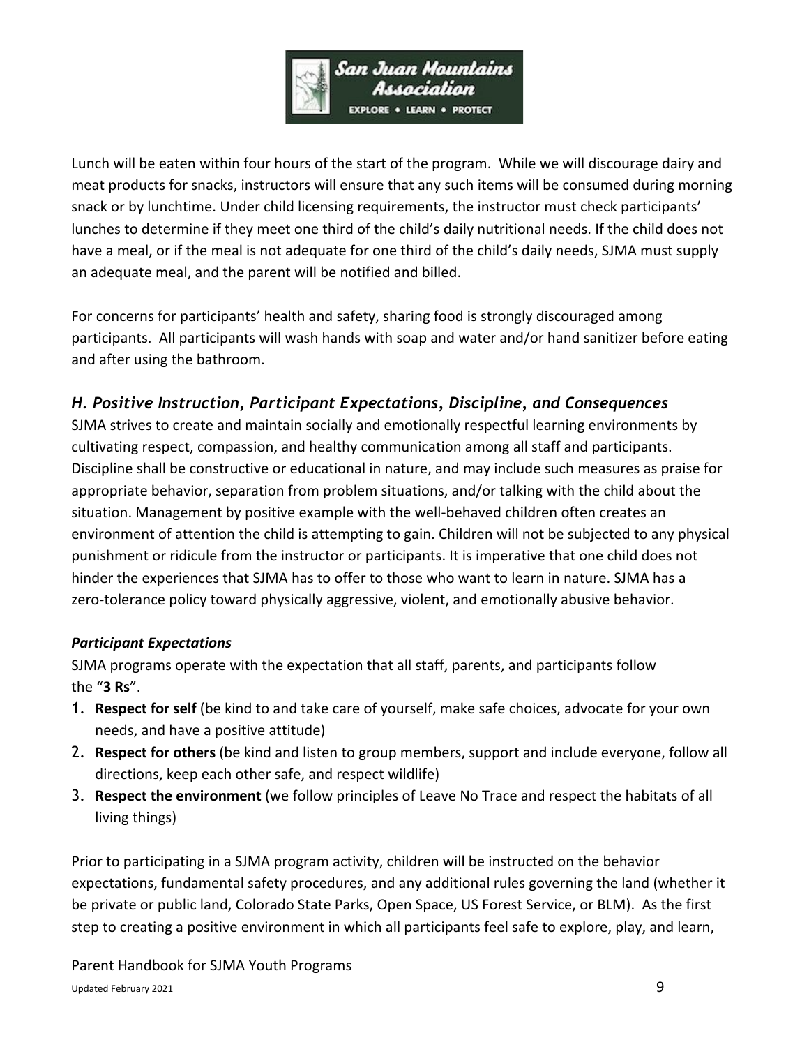Lunch will be eaten within four hours of the start of the program. While we will discourage dairy and meat products for snacks, instructors will ensure that any such items will be consumed during morning snack or by lunchtime. Under child licensing requirements, the instructor must check participants' lunches to determine if they meet one third of the child's daily nutritional needs. If the child does not have a meal, or if the meal is not adequate for one third of the child's daily needs, SJMA must supply an adequate meal, and the parent will be notified and billed.

For concerns for participants' health and safety, sharing food is strongly discouraged among participants. All participants will wash hands with soap and water and/or hand sanitizer before eating and after using the bathroom.

### *H. Positive Instruction, Participant Expectations, Discipline, and Consequences*

SJMA strives to create and maintain socially and emotionally respectful learning environments by cultivating respect, compassion, and healthy communication among all staff and participants. Discipline shall be constructive or educational in nature, and may include such measures as praise for appropriate behavior, separation from problem situations, and/or talking with the child about the situation. Management by positive example with the well-behaved children often creates an environment of attention the child is attempting to gain. Children will not be subjected to any physical punishment or ridicule from the instructor or participants. It is imperative that one child does not hinder the experiences that SJMA has to offer to those who want to learn in nature. SJMA has a zero-tolerance policy toward physically aggressive, violent, and emotionally abusive behavior.

#### ***Participant Expectations***

SJMA programs operate with the expectation that all staff, parents, and participants follow the "**3 Rs**".

1. **Respect for self** (be kind to and take care of yourself, make safe choices, advocate for your own needs, and have a positive attitude)
2. **Respect for others** (be kind and listen to group members, support and include everyone, follow all directions, keep each other safe, and respect wildlife)
3. **Respect the environment** (we follow principles of Leave No Trace and respect the habitats of all living things)

Prior to participating in a SJMA program activity, children will be instructed on the behavior expectations, fundamental safety procedures, and any additional rules governing the land (whether it be private or public land, Colorado State Parks, Open Space, US Forest Service, or BLM). As the first step to creating a positive environment in which all participants feel safe to explore, play, and learn,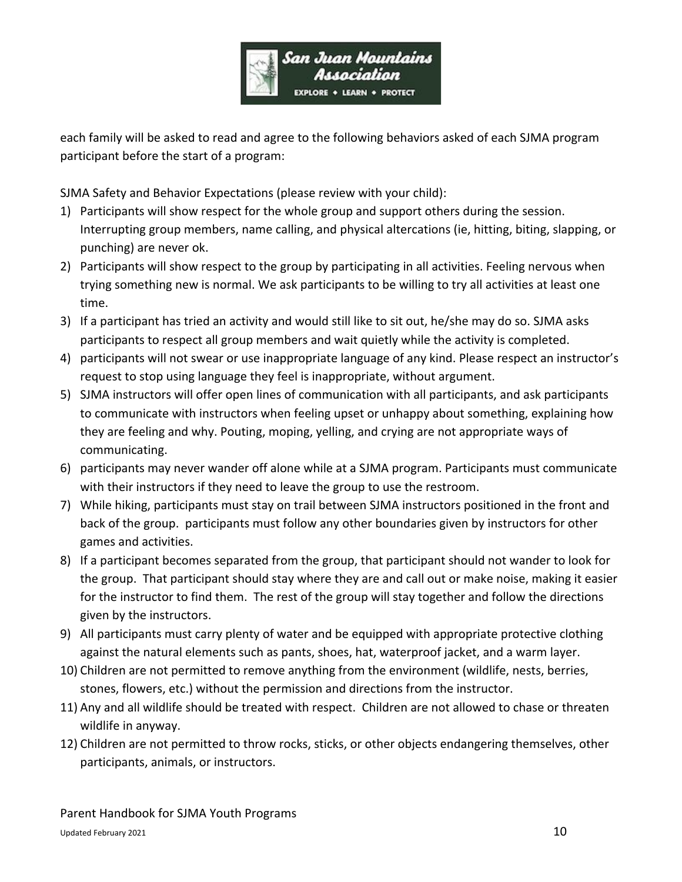each family will be asked to read and agree to the following behaviors asked of each SJMA program participant before the start of a program:

SJMA Safety and Behavior Expectations (please review with your child):

1) Participants will show respect for the whole group and support others during the session. Interrupting group members, name calling, and physical altercations (ie, hitting, biting, slapping, or punching) are never ok.
2) Participants will show respect to the group by participating in all activities. Feeling nervous when trying something new is normal. We ask participants to be willing to try all activities at least one time.
3) If a participant has tried an activity and would still like to sit out, he/she may do so. SJMA asks participants to respect all group members and wait quietly while the activity is completed.
4) participants will not swear or use inappropriate language of any kind. Please respect an instructor's request to stop using language they feel is inappropriate, without argument.
5) SJMA instructors will offer open lines of communication with all participants, and ask participants to communicate with instructors when feeling upset or unhappy about something, explaining how they are feeling and why. Pouting, moping, yelling, and crying are not appropriate ways of communicating.
6) participants may never wander off alone while at a SJMA program. Participants must communicate with their instructors if they need to leave the group to use the restroom.
7) While hiking, participants must stay on trail between SJMA instructors positioned in the front and back of the group. participants must follow any other boundaries given by instructors for other games and activities.
8) If a participant becomes separated from the group, that participant should not wander to look for the group. That participant should stay where they are and call out or make noise, making it easier for the instructor to find them. The rest of the group will stay together and follow the directions given by the instructors.
9) All participants must carry plenty of water and be equipped with appropriate protective clothing against the natural elements such as pants, shoes, hat, waterproof jacket, and a warm layer.
10) Children are not permitted to remove anything from the environment (wildlife, nests, berries, stones, flowers, etc.) without the permission and directions from the instructor.
11) Any and all wildlife should be treated with respect. Children are not allowed to chase or threaten wildlife in anyway.
12) Children are not permitted to throw rocks, sticks, or other objects endangering themselves, other participants, animals, or instructors.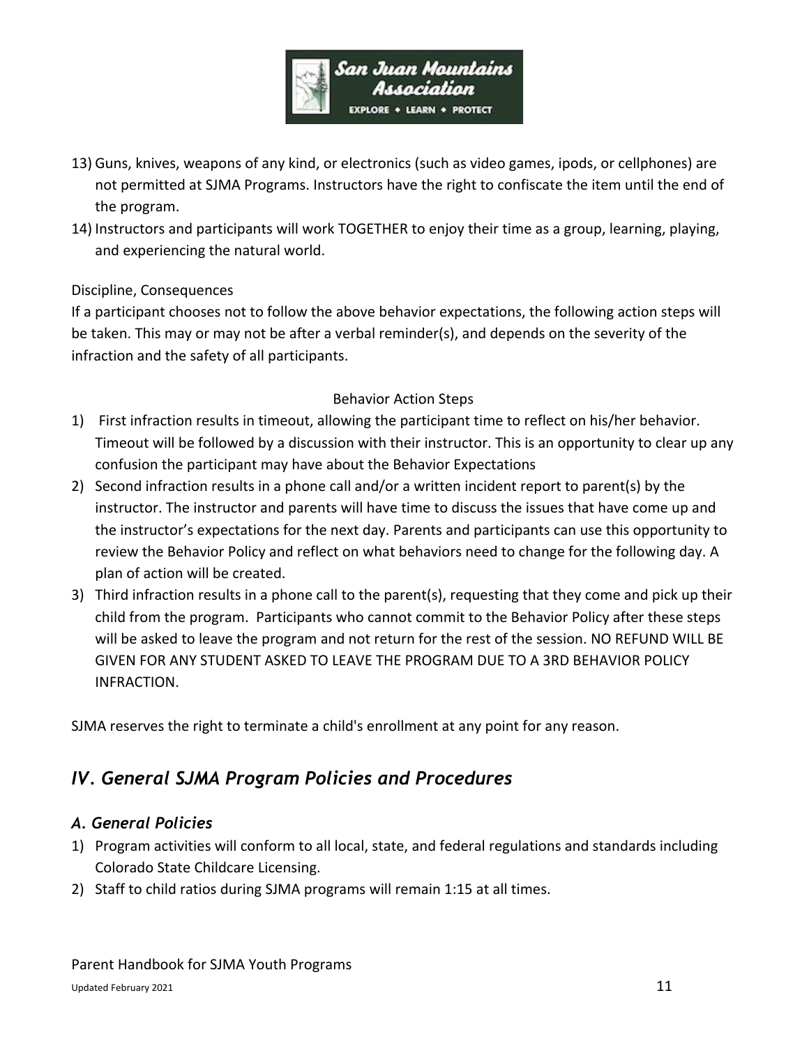13) Guns, knives, weapons of any kind, or electronics (such as video games, ipods, or cellphones) are not permitted at SJMA Programs. Instructors have the right to confiscate the item until the end of the program.
14) Instructors and participants will work TOGETHER to enjoy their time as a group, learning, playing, and experiencing the natural world.

Discipline, Consequences

If a participant chooses not to follow the above behavior expectations, the following action steps will be taken. This may or may not be after a verbal reminder(s), and depends on the severity of the infraction and the safety of all participants.

Behavior Action Steps

1) First infraction results in timeout, allowing the participant time to reflect on his/her behavior. Timeout will be followed by a discussion with their instructor. This is an opportunity to clear up any confusion the participant may have about the Behavior Expectations
2) Second infraction results in a phone call and/or a written incident report to parent(s) by the instructor. The instructor and parents will have time to discuss the issues that have come up and the instructor's expectations for the next day. Parents and participants can use this opportunity to review the Behavior Policy and reflect on what behaviors need to change for the following day. A plan of action will be created.
3) Third infraction results in a phone call to the parent(s), requesting that they come and pick up their child from the program. Participants who cannot commit to the Behavior Policy after these steps will be asked to leave the program and not return for the rest of the session. NO REFUND WILL BE GIVEN FOR ANY STUDENT ASKED TO LEAVE THE PROGRAM DUE TO A 3RD BEHAVIOR POLICY INFRACTION.

SJMA reserves the right to terminate a child's enrollment at any point for any reason.

## *IV. General SJMA Program Policies and Procedures*

### *A. General Policies*

1) Program activities will conform to all local, state, and federal regulations and standards including Colorado State Childcare Licensing.
2) Staff to child ratios during SJMA programs will remain 1:15 at all times.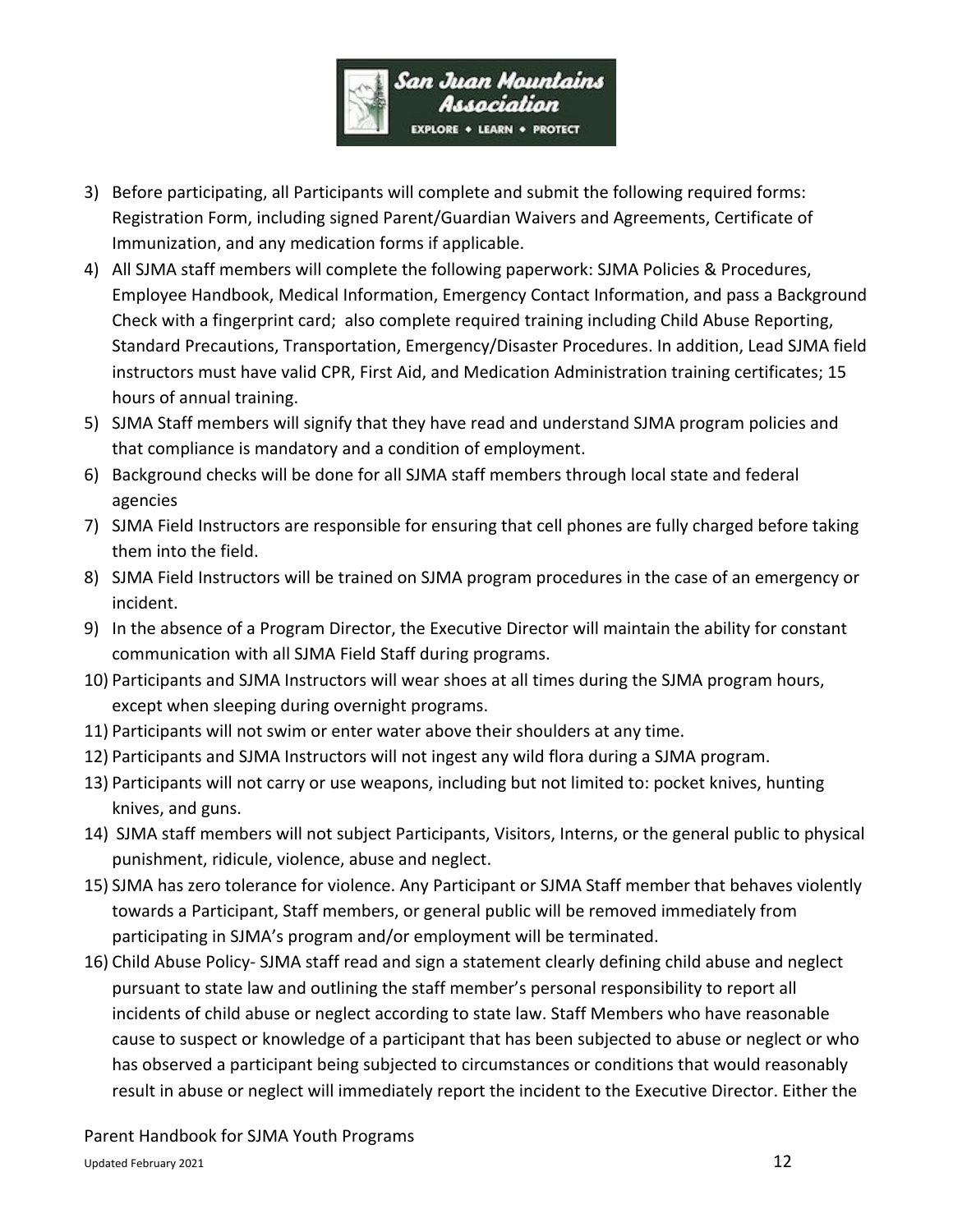3) Before participating, all Participants will complete and submit the following required forms: Registration Form, including signed Parent/Guardian Waivers and Agreements, Certificate of Immunization, and any medication forms if applicable.
4) All SJMA staff members will complete the following paperwork: SJMA Policies & Procedures, Employee Handbook, Medical Information, Emergency Contact Information, and pass a Background Check with a fingerprint card; also complete required training including Child Abuse Reporting, Standard Precautions, Transportation, Emergency/Disaster Procedures. In addition, Lead SJMA field instructors must have valid CPR, First Aid, and Medication Administration training certificates; 15 hours of annual training.
5) SJMA Staff members will signify that they have read and understand SJMA program policies and that compliance is mandatory and a condition of employment.
6) Background checks will be done for all SJMA staff members through local state and federal agencies
7) SJMA Field Instructors are responsible for ensuring that cell phones are fully charged before taking them into the field.
8) SJMA Field Instructors will be trained on SJMA program procedures in the case of an emergency or incident.
9) In the absence of a Program Director, the Executive Director will maintain the ability for constant communication with all SJMA Field Staff during programs.
10) Participants and SJMA Instructors will wear shoes at all times during the SJMA program hours, except when sleeping during overnight programs.
11) Participants will not swim or enter water above their shoulders at any time.
12) Participants and SJMA Instructors will not ingest any wild flora during a SJMA program.
13) Participants will not carry or use weapons, including but not limited to: pocket knives, hunting knives, and guns.
14) SJMA staff members will not subject Participants, Visitors, Interns, or the general public to physical punishment, ridicule, violence, abuse and neglect.
15) SJMA has zero tolerance for violence. Any Participant or SJMA Staff member that behaves violently towards a Participant, Staff members, or general public will be removed immediately from participating in SJMA's program and/or employment will be terminated.
16) Child Abuse Policy- SJMA staff read and sign a statement clearly defining child abuse and neglect pursuant to state law and outlining the staff member's personal responsibility to report all incidents of child abuse or neglect according to state law. Staff Members who have reasonable cause to suspect or knowledge of a participant that has been subjected to abuse or neglect or who has observed a participant being subjected to circumstances or conditions that would reasonably result in abuse or neglect will immediately report the incident to the Executive Director. Either the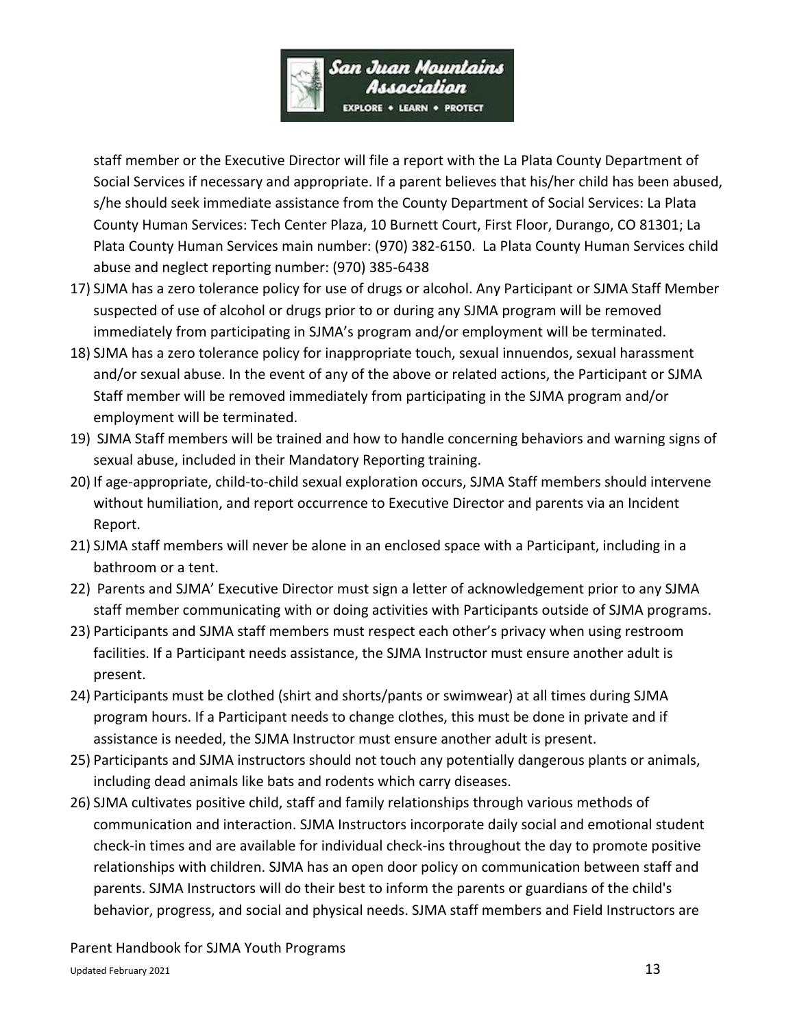staff member or the Executive Director will file a report with the La Plata County Department of Social Services if necessary and appropriate. If a parent believes that his/her child has been abused, s/he should seek immediate assistance from the County Department of Social Services: La Plata County Human Services: Tech Center Plaza, 10 Burnett Court, First Floor, Durango, CO 81301; La Plata County Human Services main number: (970) 382-6150. La Plata County Human Services child abuse and neglect reporting number: (970) 385-6438

17) SJMA has a zero tolerance policy for use of drugs or alcohol. Any Participant or SJMA Staff Member suspected of use of alcohol or drugs prior to or during any SJMA program will be removed immediately from participating in SJMA's program and/or employment will be terminated.
18) SJMA has a zero tolerance policy for inappropriate touch, sexual innuendos, sexual harassment and/or sexual abuse. In the event of any of the above or related actions, the Participant or SJMA Staff member will be removed immediately from participating in the SJMA program and/or employment will be terminated.
19) SJMA Staff members will be trained and how to handle concerning behaviors and warning signs of sexual abuse, included in their Mandatory Reporting training.
20) If age-appropriate, child-to-child sexual exploration occurs, SJMA Staff members should intervene without humiliation, and report occurrence to Executive Director and parents via an Incident Report.
21) SJMA staff members will never be alone in an enclosed space with a Participant, including in a bathroom or a tent.
22) Parents and SJMA' Executive Director must sign a letter of acknowledgement prior to any SJMA staff member communicating with or doing activities with Participants outside of SJMA programs.
23) Participants and SJMA staff members must respect each other's privacy when using restroom facilities. If a Participant needs assistance, the SJMA Instructor must ensure another adult is present.
24) Participants must be clothed (shirt and shorts/pants or swimwear) at all times during SJMA program hours. If a Participant needs to change clothes, this must be done in private and if assistance is needed, the SJMA Instructor must ensure another adult is present.
25) Participants and SJMA instructors should not touch any potentially dangerous plants or animals, including dead animals like bats and rodents which carry diseases.
26) SJMA cultivates positive child, staff and family relationships through various methods of communication and interaction. SJMA Instructors incorporate daily social and emotional student check-in times and are available for individual check-ins throughout the day to promote positive relationships with children. SJMA has an open door policy on communication between staff and parents. SJMA Instructors will do their best to inform the parents or guardians of the child's behavior, progress, and social and physical needs. SJMA staff members and Field Instructors are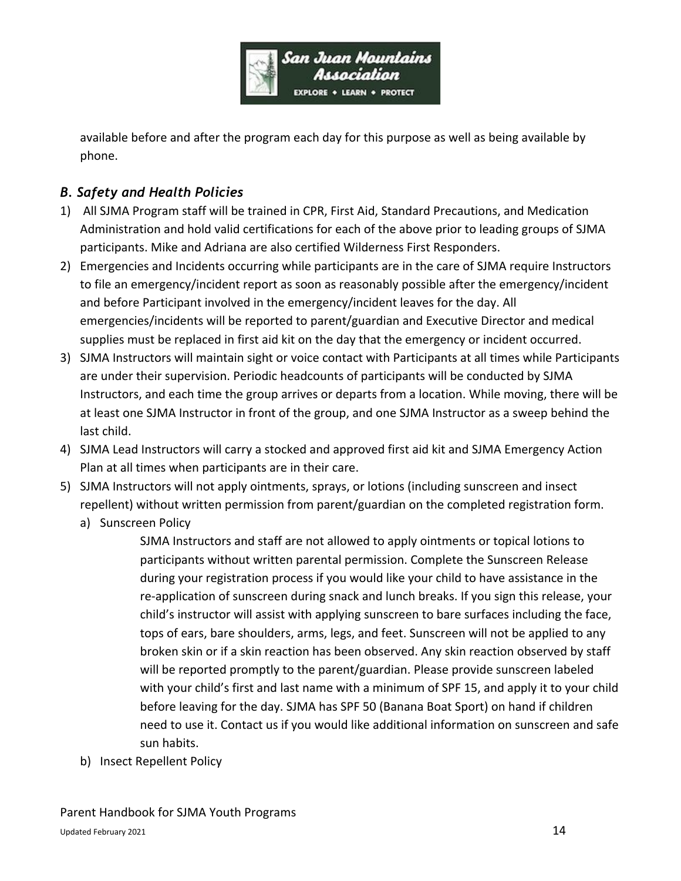available before and after the program each day for this purpose as well as being available by phone.

### *B. Safety and Health Policies*

1) All SJMA Program staff will be trained in CPR, First Aid, Standard Precautions, and Medication Administration and hold valid certifications for each of the above prior to leading groups of SJMA participants. Mike and Adriana are also certified Wilderness First Responders.
2) Emergencies and Incidents occurring while participants are in the care of SJMA require Instructors to file an emergency/incident report as soon as reasonably possible after the emergency/incident and before Participant involved in the emergency/incident leaves for the day. All emergencies/incidents will be reported to parent/guardian and Executive Director and medical supplies must be replaced in first aid kit on the day that the emergency or incident occurred.
3) SJMA Instructors will maintain sight or voice contact with Participants at all times while Participants are under their supervision. Periodic headcounts of participants will be conducted by SJMA Instructors, and each time the group arrives or departs from a location. While moving, there will be at least one SJMA Instructor in front of the group, and one SJMA Instructor as a sweep behind the last child.
4) SJMA Lead Instructors will carry a stocked and approved first aid kit and SJMA Emergency Action Plan at all times when participants are in their care.
5) SJMA Instructors will not apply ointments, sprays, or lotions (including sunscreen and insect repellent) without written permission from parent/guardian on the completed registration form.
   a) Sunscreen Policy

      SJMA Instructors and staff are not allowed to apply ointments or topical lotions to participants without written parental permission. Complete the Sunscreen Release during your registration process if you would like your child to have assistance in the re-application of sunscreen during snack and lunch breaks. If you sign this release, your child's instructor will assist with applying sunscreen to bare surfaces including the face, tops of ears, bare shoulders, arms, legs, and feet. Sunscreen will not be applied to any broken skin or if a skin reaction has been observed. Any skin reaction observed by staff will be reported promptly to the parent/guardian. Please provide sunscreen labeled with your child's first and last name with a minimum of SPF 15, and apply it to your child before leaving for the day. SJMA has SPF 50 (Banana Boat Sport) on hand if children need to use it. Contact us if you would like additional information on sunscreen and safe sun habits.

   b) Insect Repellent Policy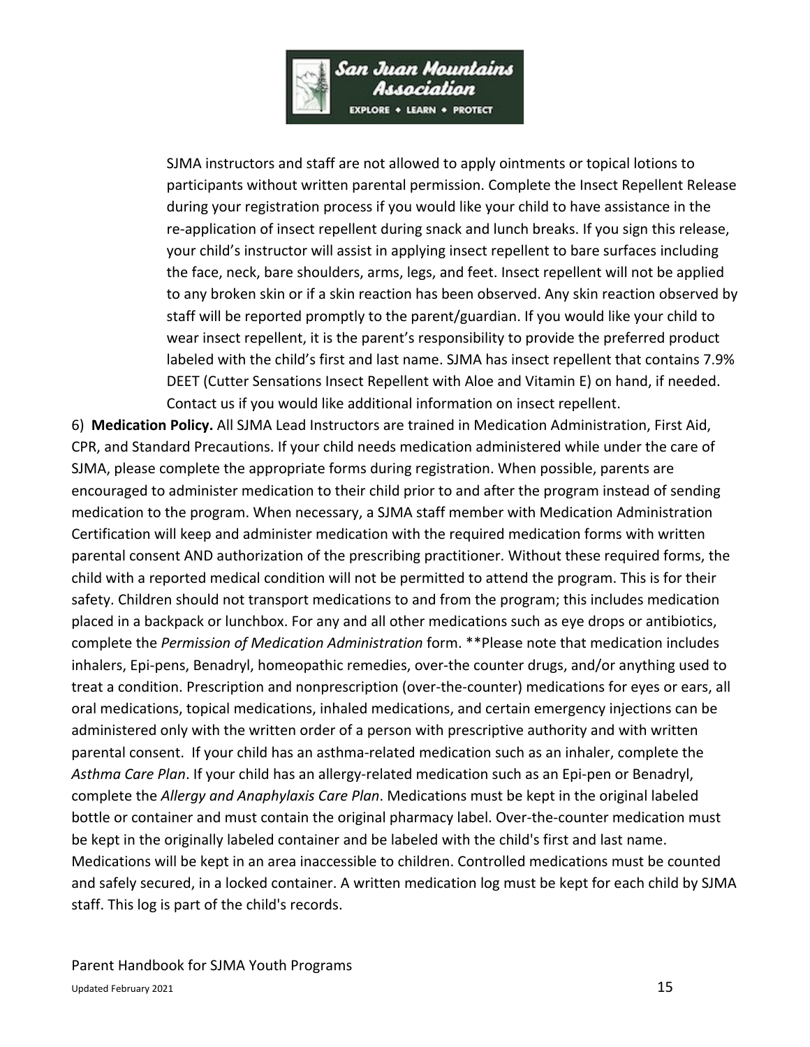SJMA instructors and staff are not allowed to apply ointments or topical lotions to participants without written parental permission. Complete the Insect Repellent Release during your registration process if you would like your child to have assistance in the re-application of insect repellent during snack and lunch breaks. If you sign this release, your child's instructor will assist in applying insect repellent to bare surfaces including the face, neck, bare shoulders, arms, legs, and feet. Insect repellent will not be applied to any broken skin or if a skin reaction has been observed. Any skin reaction observed by staff will be reported promptly to the parent/guardian. If you would like your child to wear insect repellent, it is the parent's responsibility to provide the preferred product labeled with the child's first and last name. SJMA has insect repellent that contains 7.9% DEET (Cutter Sensations Insect Repellent with Aloe and Vitamin E) on hand, if needed. Contact us if you would like additional information on insect repellent.

6) **Medication Policy.** All SJMA Lead Instructors are trained in Medication Administration, First Aid, CPR, and Standard Precautions. If your child needs medication administered while under the care of SJMA, please complete the appropriate forms during registration. When possible, parents are encouraged to administer medication to their child prior to and after the program instead of sending medication to the program. When necessary, a SJMA staff member with Medication Administration Certification will keep and administer medication with the required medication forms with written parental consent AND authorization of the prescribing practitioner. Without these required forms, the child with a reported medical condition will not be permitted to attend the program. This is for their safety. Children should not transport medications to and from the program; this includes medication placed in a backpack or lunchbox. For any and all other medications such as eye drops or antibiotics, complete the *Permission of Medication Administration* form. **Please note that medication includes inhalers, Epi-pens, Benadryl, homeopathic remedies, over-the counter drugs, and/or anything used to treat a condition. Prescription and nonprescription (over-the-counter) medications for eyes or ears, all oral medications, topical medications, inhaled medications, and certain emergency injections can be administered only with the written order of a person with prescriptive authority and with written parental consent. If your child has an asthma-related medication such as an inhaler, complete the *Asthma Care Plan*. If your child has an allergy-related medication such as an Epi-pen or Benadryl, complete the *Allergy and Anaphylaxis Care Plan*. Medications must be kept in the original labeled bottle or container and must contain the original pharmacy label. Over-the-counter medication must be kept in the originally labeled container and be labeled with the child's first and last name. Medications will be kept in an area inaccessible to children. Controlled medications must be counted and safely secured, in a locked container. A written medication log must be kept for each child by SJMA staff. This log is part of the child's records.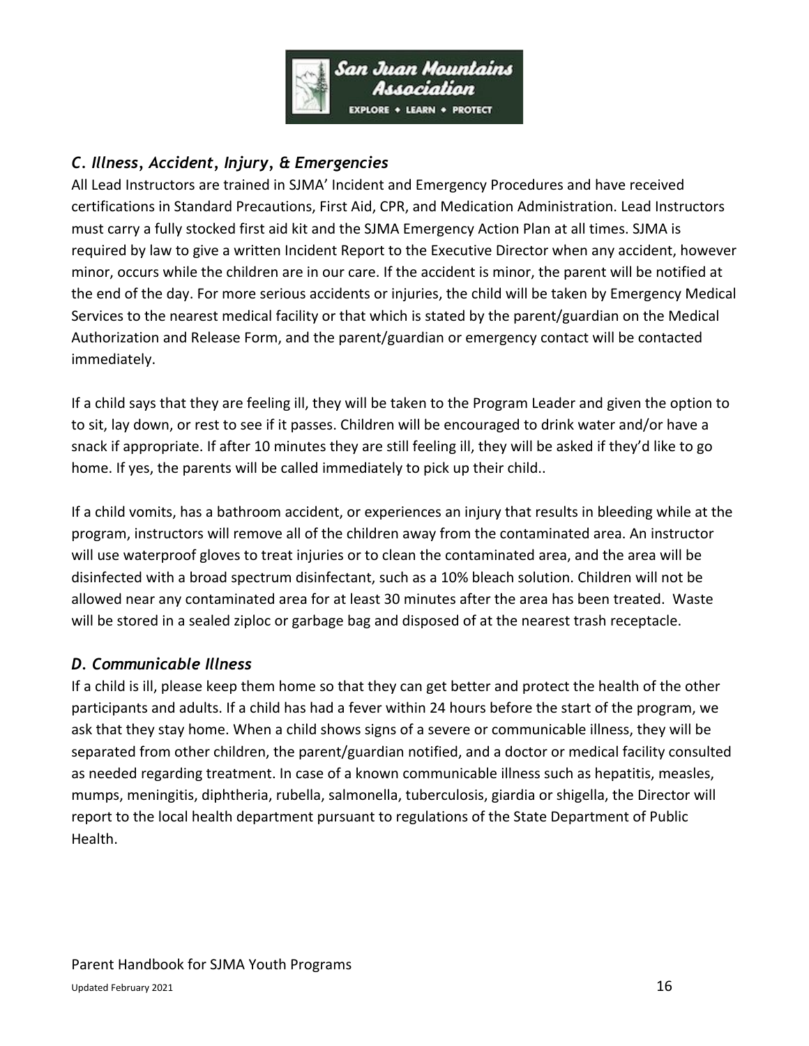### *C. Illness, Accident, Injury, & Emergencies*

All Lead Instructors are trained in SJMA' Incident and Emergency Procedures and have received certifications in Standard Precautions, First Aid, CPR, and Medication Administration. Lead Instructors must carry a fully stocked first aid kit and the SJMA Emergency Action Plan at all times. SJMA is required by law to give a written Incident Report to the Executive Director when any accident, however minor, occurs while the children are in our care. If the accident is minor, the parent will be notified at the end of the day. For more serious accidents or injuries, the child will be taken by Emergency Medical Services to the nearest medical facility or that which is stated by the parent/guardian on the Medical Authorization and Release Form, and the parent/guardian or emergency contact will be contacted immediately.

If a child says that they are feeling ill, they will be taken to the Program Leader and given the option to to sit, lay down, or rest to see if it passes. Children will be encouraged to drink water and/or have a snack if appropriate. If after 10 minutes they are still feeling ill, they will be asked if they'd like to go home. If yes, the parents will be called immediately to pick up their child..

If a child vomits, has a bathroom accident, or experiences an injury that results in bleeding while at the program, instructors will remove all of the children away from the contaminated area. An instructor will use waterproof gloves to treat injuries or to clean the contaminated area, and the area will be disinfected with a broad spectrum disinfectant, such as a 10% bleach solution. Children will not be allowed near any contaminated area for at least 30 minutes after the area has been treated. Waste will be stored in a sealed ziploc or garbage bag and disposed of at the nearest trash receptacle.

### *D. Communicable Illness*

If a child is ill, please keep them home so that they can get better and protect the health of the other participants and adults. If a child has had a fever within 24 hours before the start of the program, we ask that they stay home. When a child shows signs of a severe or communicable illness, they will be separated from other children, the parent/guardian notified, and a doctor or medical facility consulted as needed regarding treatment. In case of a known communicable illness such as hepatitis, measles, mumps, meningitis, diphtheria, rubella, salmonella, tuberculosis, giardia or shigella, the Director will report to the local health department pursuant to regulations of the State Department of Public Health.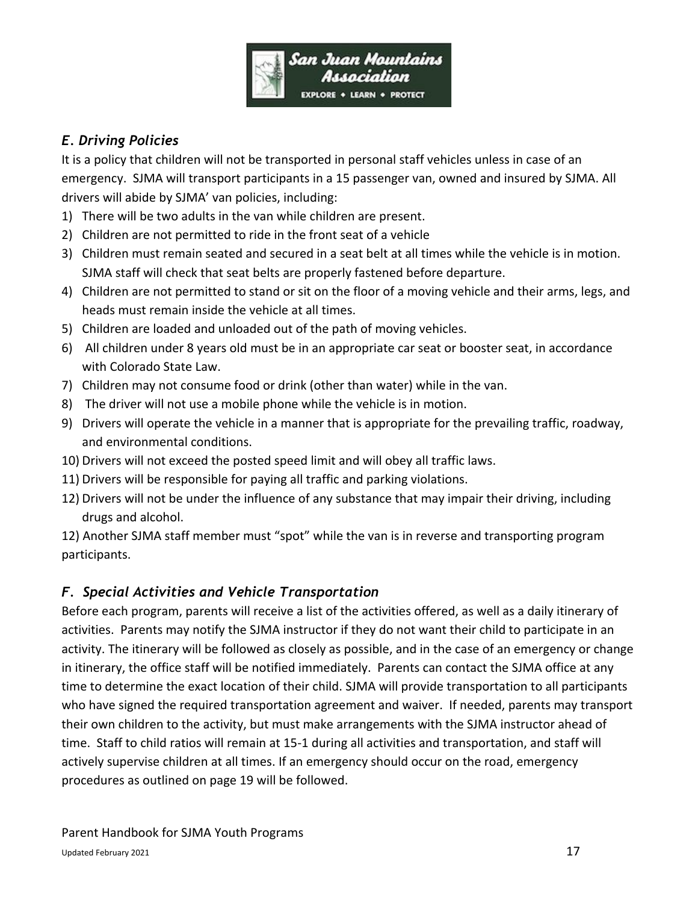## *E. Driving Policies*

It is a policy that children will not be transported in personal staff vehicles unless in case of an emergency. SJMA will transport participants in a 15 passenger van, owned and insured by SJMA. All drivers will abide by SJMA' van policies, including:

1) There will be two adults in the van while children are present.
2) Children are not permitted to ride in the front seat of a vehicle
3) Children must remain seated and secured in a seat belt at all times while the vehicle is in motion. SJMA staff will check that seat belts are properly fastened before departure.
4) Children are not permitted to stand or sit on the floor of a moving vehicle and their arms, legs, and heads must remain inside the vehicle at all times.
5) Children are loaded and unloaded out of the path of moving vehicles.
6) All children under 8 years old must be in an appropriate car seat or booster seat, in accordance with Colorado State Law.
7) Children may not consume food or drink (other than water) while in the van.
8) The driver will not use a mobile phone while the vehicle is in motion.
9) Drivers will operate the vehicle in a manner that is appropriate for the prevailing traffic, roadway, and environmental conditions.
10) Drivers will not exceed the posted speed limit and will obey all traffic laws.
11) Drivers will be responsible for paying all traffic and parking violations.
12) Drivers will not be under the influence of any substance that may impair their driving, including drugs and alcohol.

12) Another SJMA staff member must "spot" while the van is in reverse and transporting program participants.

## *F. Special Activities and Vehicle Transportation*

Before each program, parents will receive a list of the activities offered, as well as a daily itinerary of activities. Parents may notify the SJMA instructor if they do not want their child to participate in an activity. The itinerary will be followed as closely as possible, and in the case of an emergency or change in itinerary, the office staff will be notified immediately. Parents can contact the SJMA office at any time to determine the exact location of their child. SJMA will provide transportation to all participants who have signed the required transportation agreement and waiver. If needed, parents may transport their own children to the activity, but must make arrangements with the SJMA instructor ahead of time. Staff to child ratios will remain at 15-1 during all activities and transportation, and staff will actively supervise children at all times. If an emergency should occur on the road, emergency procedures as outlined on page 19 will be followed.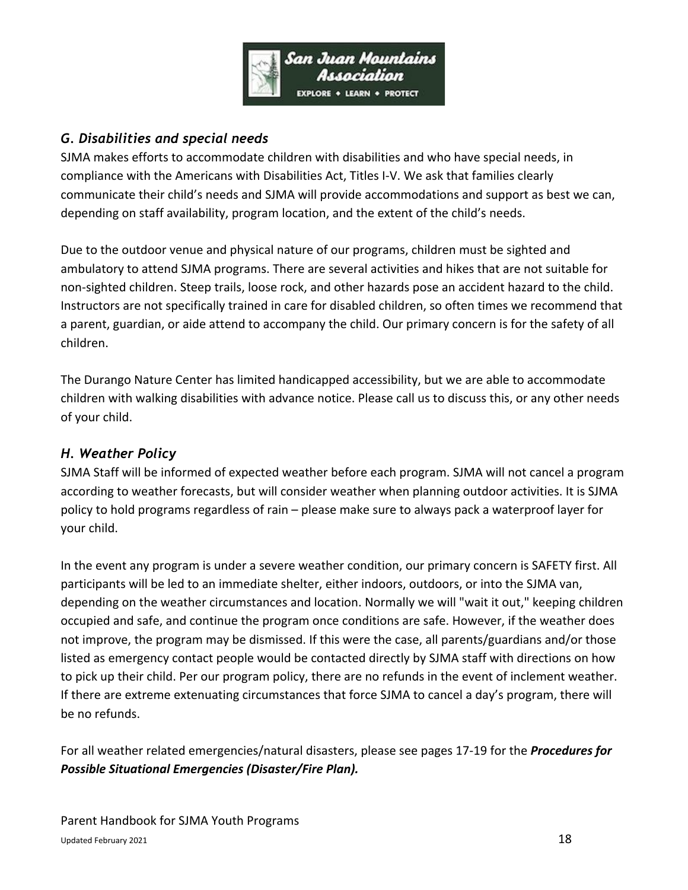### *G. Disabilities and special needs*

SJMA makes efforts to accommodate children with disabilities and who have special needs, in compliance with the Americans with Disabilities Act, Titles I-V. We ask that families clearly communicate their child's needs and SJMA will provide accommodations and support as best we can, depending on staff availability, program location, and the extent of the child's needs.

Due to the outdoor venue and physical nature of our programs, children must be sighted and ambulatory to attend SJMA programs. There are several activities and hikes that are not suitable for non-sighted children. Steep trails, loose rock, and other hazards pose an accident hazard to the child. Instructors are not specifically trained in care for disabled children, so often times we recommend that a parent, guardian, or aide attend to accompany the child. Our primary concern is for the safety of all children.

The Durango Nature Center has limited handicapped accessibility, but we are able to accommodate children with walking disabilities with advance notice. Please call us to discuss this, or any other needs of your child.

### *H. Weather Policy*

SJMA Staff will be informed of expected weather before each program. SJMA will not cancel a program according to weather forecasts, but will consider weather when planning outdoor activities. It is SJMA policy to hold programs regardless of rain – please make sure to always pack a waterproof layer for your child.

In the event any program is under a severe weather condition, our primary concern is SAFETY first. All participants will be led to an immediate shelter, either indoors, outdoors, or into the SJMA van, depending on the weather circumstances and location. Normally we will "wait it out," keeping children occupied and safe, and continue the program once conditions are safe. However, if the weather does not improve, the program may be dismissed. If this were the case, all parents/guardians and/or those listed as emergency contact people would be contacted directly by SJMA staff with directions on how to pick up their child. Per our program policy, there are no refunds in the event of inclement weather. If there are extreme extenuating circumstances that force SJMA to cancel a day's program, there will be no refunds.

For all weather related emergencies/natural disasters, please see pages 17-19 for the ***Procedures for Possible Situational Emergencies (Disaster/Fire Plan).***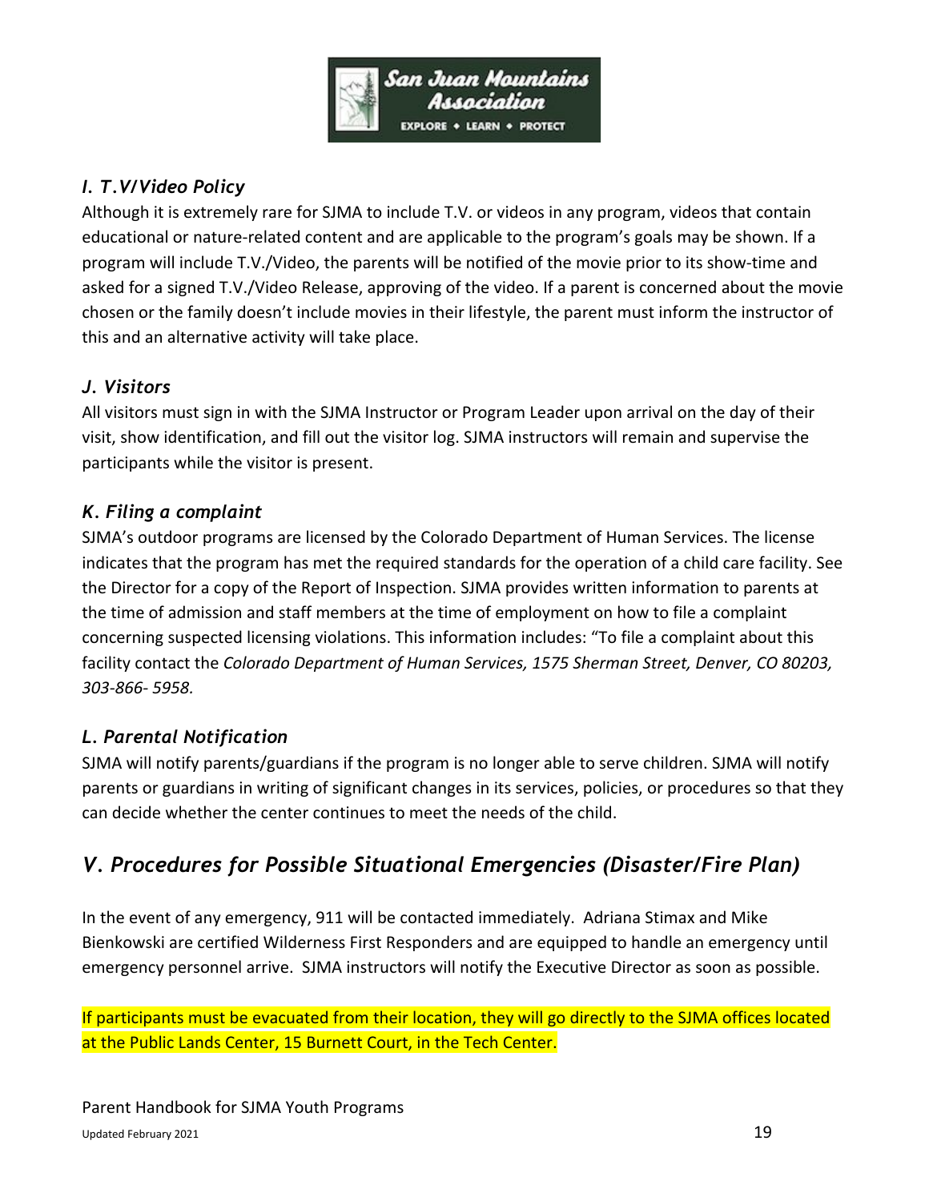### *I. T.V/Video Policy*

Although it is extremely rare for SJMA to include T.V. or videos in any program, videos that contain educational or nature-related content and are applicable to the program's goals may be shown. If a program will include T.V./Video, the parents will be notified of the movie prior to its show-time and asked for a signed T.V./Video Release, approving of the video. If a parent is concerned about the movie chosen or the family doesn't include movies in their lifestyle, the parent must inform the instructor of this and an alternative activity will take place.

### *J. Visitors*

All visitors must sign in with the SJMA Instructor or Program Leader upon arrival on the day of their visit, show identification, and fill out the visitor log. SJMA instructors will remain and supervise the participants while the visitor is present.

### *K. Filing a complaint*

SJMA's outdoor programs are licensed by the Colorado Department of Human Services. The license indicates that the program has met the required standards for the operation of a child care facility. See the Director for a copy of the Report of Inspection. SJMA provides written information to parents at the time of admission and staff members at the time of employment on how to file a complaint concerning suspected licensing violations. This information includes: "To file a complaint about this facility contact the *Colorado Department of Human Services, 1575 Sherman Street, Denver, CO 80203, 303-866- 5958.*

### *L. Parental Notification*

SJMA will notify parents/guardians if the program is no longer able to serve children. SJMA will notify parents or guardians in writing of significant changes in its services, policies, or procedures so that they can decide whether the center continues to meet the needs of the child.

## *V. Procedures for Possible Situational Emergencies (Disaster/Fire Plan)*

In the event of any emergency, 911 will be contacted immediately. Adriana Stimax and Mike Bienkowski are certified Wilderness First Responders and are equipped to handle an emergency until emergency personnel arrive. SJMA instructors will notify the Executive Director as soon as possible.

If participants must be evacuated from their location, they will go directly to the SJMA offices located at the Public Lands Center, 15 Burnett Court, in the Tech Center.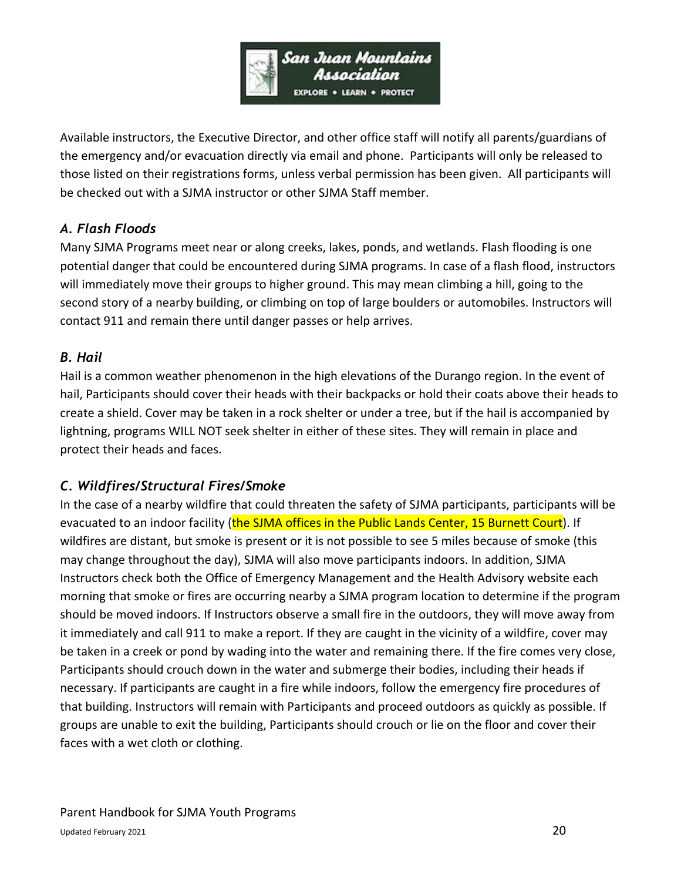Available instructors, the Executive Director, and other office staff will notify all parents/guardians of the emergency and/or evacuation directly via email and phone. Participants will only be released to those listed on their registrations forms, unless verbal permission has been given. All participants will be checked out with a SJMA instructor or other SJMA Staff member.

### *A. Flash Floods*

Many SJMA Programs meet near or along creeks, lakes, ponds, and wetlands. Flash flooding is one potential danger that could be encountered during SJMA programs. In case of a flash flood, instructors will immediately move their groups to higher ground. This may mean climbing a hill, going to the second story of a nearby building, or climbing on top of large boulders or automobiles. Instructors will contact 911 and remain there until danger passes or help arrives.

### *B. Hail*

Hail is a common weather phenomenon in the high elevations of the Durango region. In the event of hail, Participants should cover their heads with their backpacks or hold their coats above their heads to create a shield. Cover may be taken in a rock shelter or under a tree, but if the hail is accompanied by lightning, programs WILL NOT seek shelter in either of these sites. They will remain in place and protect their heads and faces.

### *C. Wildfires/Structural Fires/Smoke*

In the case of a nearby wildfire that could threaten the safety of SJMA participants, participants will be evacuated to an indoor facility (the SJMA offices in the Public Lands Center, 15 Burnett Court). If wildfires are distant, but smoke is present or it is not possible to see 5 miles because of smoke (this may change throughout the day), SJMA will also move participants indoors. In addition, SJMA Instructors check both the Office of Emergency Management and the Health Advisory website each morning that smoke or fires are occurring nearby a SJMA program location to determine if the program should be moved indoors. If Instructors observe a small fire in the outdoors, they will move away from it immediately and call 911 to make a report. If they are caught in the vicinity of a wildfire, cover may be taken in a creek or pond by wading into the water and remaining there. If the fire comes very close, Participants should crouch down in the water and submerge their bodies, including their heads if necessary. If participants are caught in a fire while indoors, follow the emergency fire procedures of that building. Instructors will remain with Participants and proceed outdoors as quickly as possible. If groups are unable to exit the building, Participants should crouch or lie on the floor and cover their faces with a wet cloth or clothing.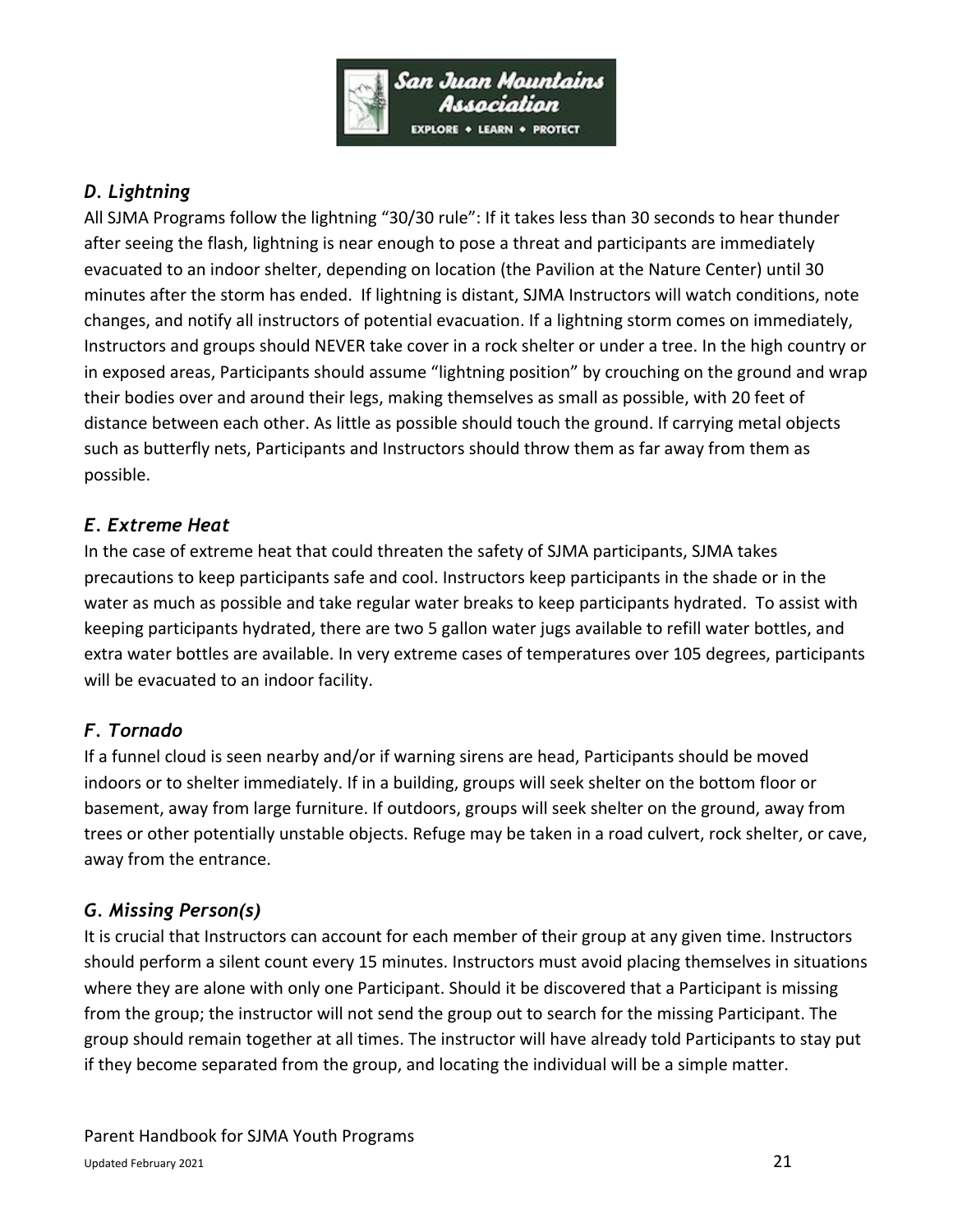### *D. Lightning*

All SJMA Programs follow the lightning "30/30 rule": If it takes less than 30 seconds to hear thunder after seeing the flash, lightning is near enough to pose a threat and participants are immediately evacuated to an indoor shelter, depending on location (the Pavilion at the Nature Center) until 30 minutes after the storm has ended. If lightning is distant, SJMA Instructors will watch conditions, note changes, and notify all instructors of potential evacuation. If a lightning storm comes on immediately, Instructors and groups should NEVER take cover in a rock shelter or under a tree. In the high country or in exposed areas, Participants should assume "lightning position" by crouching on the ground and wrap their bodies over and around their legs, making themselves as small as possible, with 20 feet of distance between each other. As little as possible should touch the ground. If carrying metal objects such as butterfly nets, Participants and Instructors should throw them as far away from them as possible.

### *E. Extreme Heat*

In the case of extreme heat that could threaten the safety of SJMA participants, SJMA takes precautions to keep participants safe and cool. Instructors keep participants in the shade or in the water as much as possible and take regular water breaks to keep participants hydrated. To assist with keeping participants hydrated, there are two 5 gallon water jugs available to refill water bottles, and extra water bottles are available. In very extreme cases of temperatures over 105 degrees, participants will be evacuated to an indoor facility.

### *F. Tornado*

If a funnel cloud is seen nearby and/or if warning sirens are head, Participants should be moved indoors or to shelter immediately. If in a building, groups will seek shelter on the bottom floor or basement, away from large furniture. If outdoors, groups will seek shelter on the ground, away from trees or other potentially unstable objects. Refuge may be taken in a road culvert, rock shelter, or cave, away from the entrance.

### *G. Missing Person(s)*

It is crucial that Instructors can account for each member of their group at any given time. Instructors should perform a silent count every 15 minutes. Instructors must avoid placing themselves in situations where they are alone with only one Participant. Should it be discovered that a Participant is missing from the group; the instructor will not send the group out to search for the missing Participant. The group should remain together at all times. The instructor will have already told Participants to stay put if they become separated from the group, and locating the individual will be a simple matter.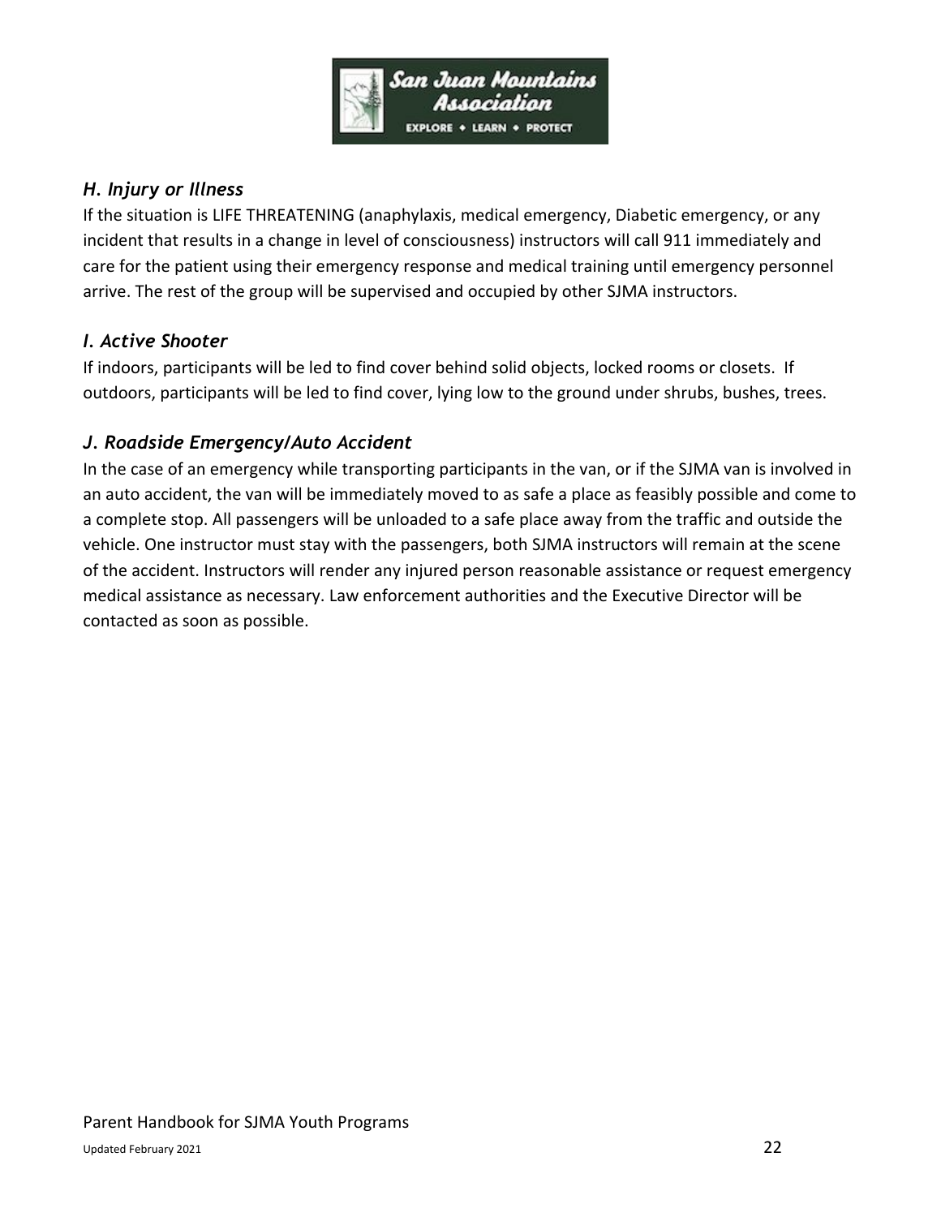### *H. Injury or Illness*

If the situation is LIFE THREATENING (anaphylaxis, medical emergency, Diabetic emergency, or any incident that results in a change in level of consciousness) instructors will call 911 immediately and care for the patient using their emergency response and medical training until emergency personnel arrive. The rest of the group will be supervised and occupied by other SJMA instructors.

### *I. Active Shooter*

If indoors, participants will be led to find cover behind solid objects, locked rooms or closets. If outdoors, participants will be led to find cover, lying low to the ground under shrubs, bushes, trees.

### *J. Roadside Emergency/Auto Accident*

In the case of an emergency while transporting participants in the van, or if the SJMA van is involved in an auto accident, the van will be immediately moved to as safe a place as feasibly possible and come to a complete stop. All passengers will be unloaded to a safe place away from the traffic and outside the vehicle. One instructor must stay with the passengers, both SJMA instructors will remain at the scene of the accident. Instructors will render any injured person reasonable assistance or request emergency medical assistance as necessary. Law enforcement authorities and the Executive Director will be contacted as soon as possible.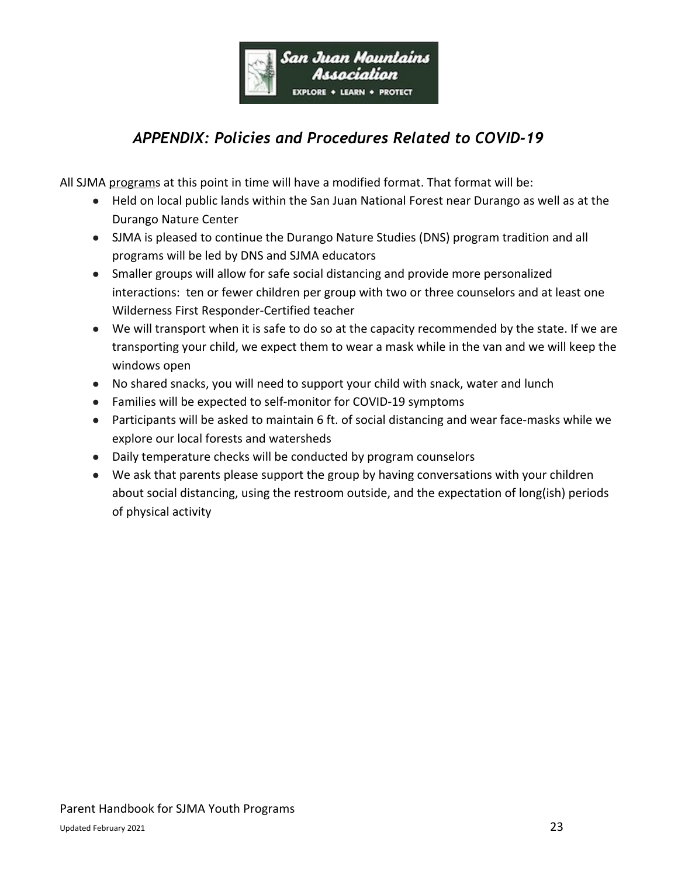## *APPENDIX: Policies and Procedures Related to COVID-19*

All SJMA programs at this point in time will have a modified format. That format will be:

- Held on local public lands within the San Juan National Forest near Durango as well as at the Durango Nature Center
- SJMA is pleased to continue the Durango Nature Studies (DNS) program tradition and all programs will be led by DNS and SJMA educators
- Smaller groups will allow for safe social distancing and provide more personalized interactions: ten or fewer children per group with two or three counselors and at least one Wilderness First Responder-Certified teacher
- We will transport when it is safe to do so at the capacity recommended by the state. If we are transporting your child, we expect them to wear a mask while in the van and we will keep the windows open
- No shared snacks, you will need to support your child with snack, water and lunch
- Families will be expected to self-monitor for COVID-19 symptoms
- Participants will be asked to maintain 6 ft. of social distancing and wear face-masks while we explore our local forests and watersheds
- Daily temperature checks will be conducted by program counselors
- We ask that parents please support the group by having conversations with your children about social distancing, using the restroom outside, and the expectation of long(ish) periods of physical activity